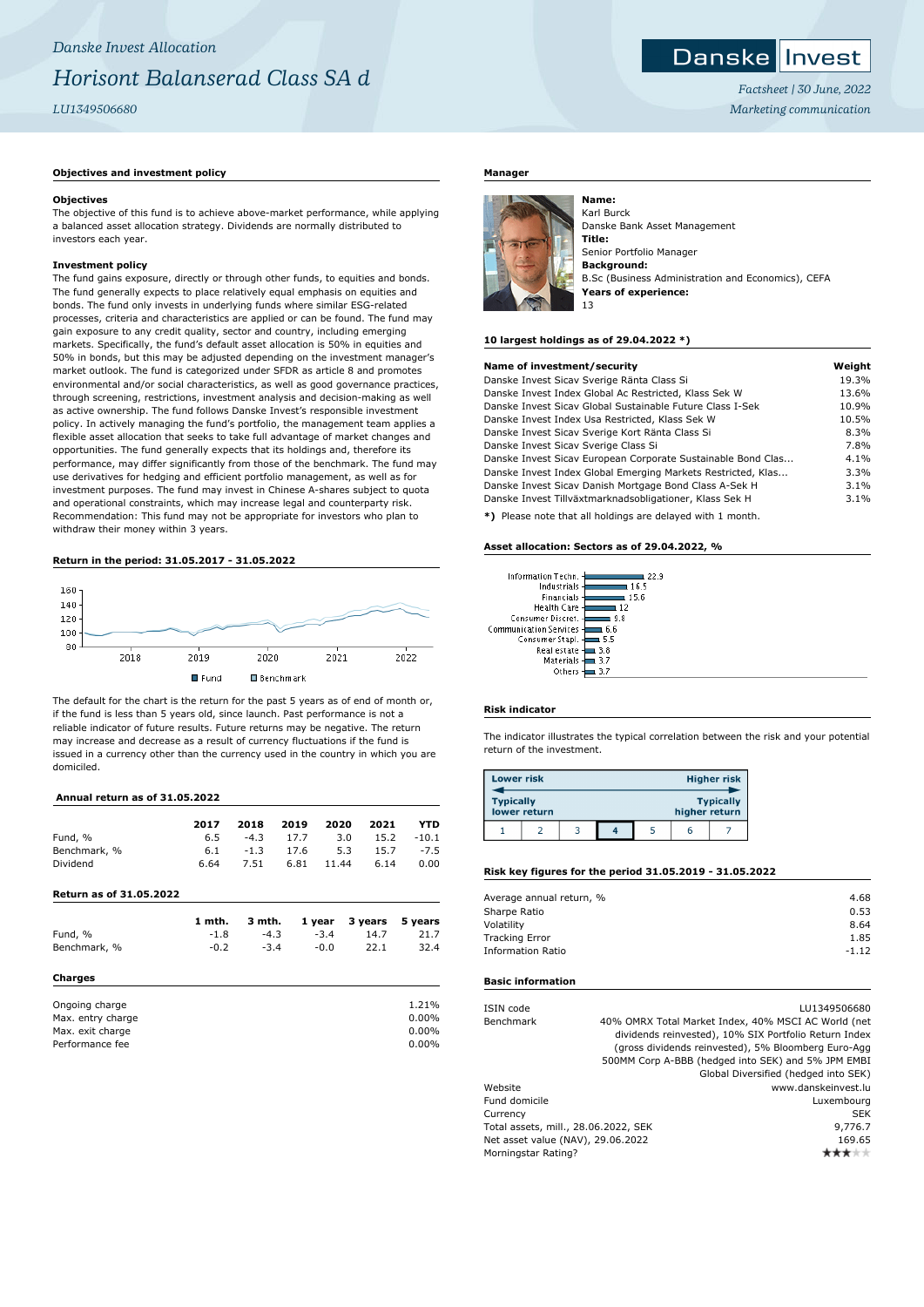*Danske Invest Allocation*

# *Horisont Balanserad Class SA d*

*LU1349506680*

Danske Invest

*Factsheet | 30 June, 2022*

*Marketing communication*

## Objectives and investment policy

### Objectives

The objective of this fund is to achieve above-market performance, while applying a balanced asset allocation strategy. Dividends are normally distributed to investors each year.

### Investment policy

The fund gains exposure, directly or through other funds, to equities and bonds. The fund generally expects to place relatively equal emphasis on equities and bonds. The fund only invests in underlying funds where similar ESG-related processes, criteria and characteristics are applied or can be found. The fund may gain exposure to any credit quality, sector and country, including emerging markets. Specifically, the fund's default asset allocation is 50% in equities and 50% in bonds, but this may be adjusted depending on the investment manager's market outlook. The fund is categorized under SFDR as article 8 and promotes environmental and/or social characteristics, as well as good governance practices, through screening, restrictions, investment analysis and decision-making as well as active ownership. The fund follows Danske Invest's responsible investment policy. In actively managing the fund's portfolio, the management team applies a flexible asset allocation that seeks to take full advantage of market changes and opportunities. The fund generally expects that its holdings and, therefore its performance, may differ significantly from those of the benchmark. The fund may use derivatives for hedging and efficient portfolio management, as well as for investment purposes. The fund may invest in Chinese A-shares subject to quota and operational constraints, which may increase legal and counterparty risk. Recommendation: This fund may not be appropriate for investors who plan to withdraw their money within 3 years.

## Return in the period: 31.05.2017 - 31.05.2022

Fund | Benchmark

The default for the chart is the return for the past 5 years as of end of month or, if the fund is less than 5 years old, since launch. Past performance is not a reliable indicator of future results. Future returns may be negative. The return may increase and decrease as a result of currency fluctuations if the fund is issued in a currency other than the currency used in the country in which you are domiciled.

## Annual return as of 31.05.2022

| | 2017 | 2018 | 2019 | 2020 | 2021 | YTD |
|---|---|---|---|---|---|---|
| Fund, % | 6.5 | -4.3 | 17.7 | 3.0 | 15.2 | -10.1 |
| Benchmark, % | 6.1 | -1.3 | 17.6 | 5.3 | 15.7 | -7.5 |
| Dividend | 6.64 | 7.51 | 6.81 | 11.44 | 6.14 | 0.00 |

## Return as of 31.05.2022

| | 1 mth. | 3 mth. | 1 year | 3 years | 5 years |
|---|---|---|---|---|---|
| Fund, % | -1.8 | -4.3 | -3.4 | 14.7 | 21.7 |
| Benchmark, % | -0.2 | -3.4 | -0.0 | 22.1 | 32.4 |

## Charges

| | |
|---|---|
| Ongoing charge | 1.21% |
| Max. entry charge | 0.00% |
| Max. exit charge | 0.00% |
| Performance fee | 0.00% |

## Manager

**Name:**
Karl Burck
Danske Bank Asset Management
**Title:**
Senior Portfolio Manager
**Background:**
B.Sc (Business Administration and Economics), CEFA
**Years of experience:**
13

## 10 largest holdings as of 29.04.2022 *)

| Name of investment/security | Weight |
|---|---|
| Danske Invest Sicav Sverige Ränta Class Si | 19.3% |
| Danske Invest Index Global Ac Restricted, Klass Sek W | 13.6% |
| Danske Invest Sicav Global Sustainable Future Class I-Sek | 10.9% |
| Danske Invest Index Usa Restricted, Klass Sek W | 10.5% |
| Danske Invest Sicav Sverige Kort Ränta Class Si | 8.3% |
| Danske Invest Sicav Sverige Class Si | 7.8% |
| Danske Invest Sicav European Corporate Sustainable Bond Clas... | 4.1% |
| Danske Invest Index Global Emerging Markets Restricted, Klas... | 3.3% |
| Danske Invest Sicav Danish Mortgage Bond Class A-Sek H | 3.1% |
| Danske Invest Tillväxtmarknadsobligationer, Klass Sek H | 3.1% |

*) Please note that all holdings are delayed with 1 month.

## Asset allocation: Sectors as of 29.04.2022, %

| Sector | % |
|---|---|
| Information Techn. | 22.9 |
| Industrials | 16.5 |
| Financials | 15.6 |
| Health Care | 12 |
| Consumer Discret. | 9.8 |
| Communication Services | 6.6 |
| Consumer Stapl. | 5.5 |
| Real estate | 3.8 |
| Materials | 3.7 |
| Others | 3.7 |

## Risk indicator

The indicator illustrates the typical correlation between the risk and your potential return of the investment.

Lower risk — Higher risk
Typically lower return — Typically higher return

| 1 | 2 | 3 | **4** | 5 | 6 | 7 |
|---|---|---|---|---|---|---|

## Risk key figures for the period 31.05.2019 - 31.05.2022

| | |
|---|---|
| Average annual return, % | 4.68 |
| Sharpe Ratio | 0.53 |
| Volatility | 8.64 |
| Tracking Error | 1.85 |
| Information Ratio | -1.12 |

## Basic information

| | |
|---|---|
| ISIN code | LU1349506680 |
| Benchmark | 40% OMRX Total Market Index, 40% MSCI AC World (net dividends reinvested), 10% SIX Portfolio Return Index (gross dividends reinvested), 5% Bloomberg Euro-Agg 500MM Corp A-BBB (hedged into SEK) and 5% JPM EMBI Global Diversified (hedged into SEK) |
| Website | www.danskeinvest.lu |
| Fund domicile | Luxembourg |
| Currency | SEK |
| Total assets, mill., 28.06.2022, SEK | 9,776.7 |
| Net asset value (NAV), 29.06.2022 | 169.65 |
| Morningstar Rating? | ★★★☆☆ |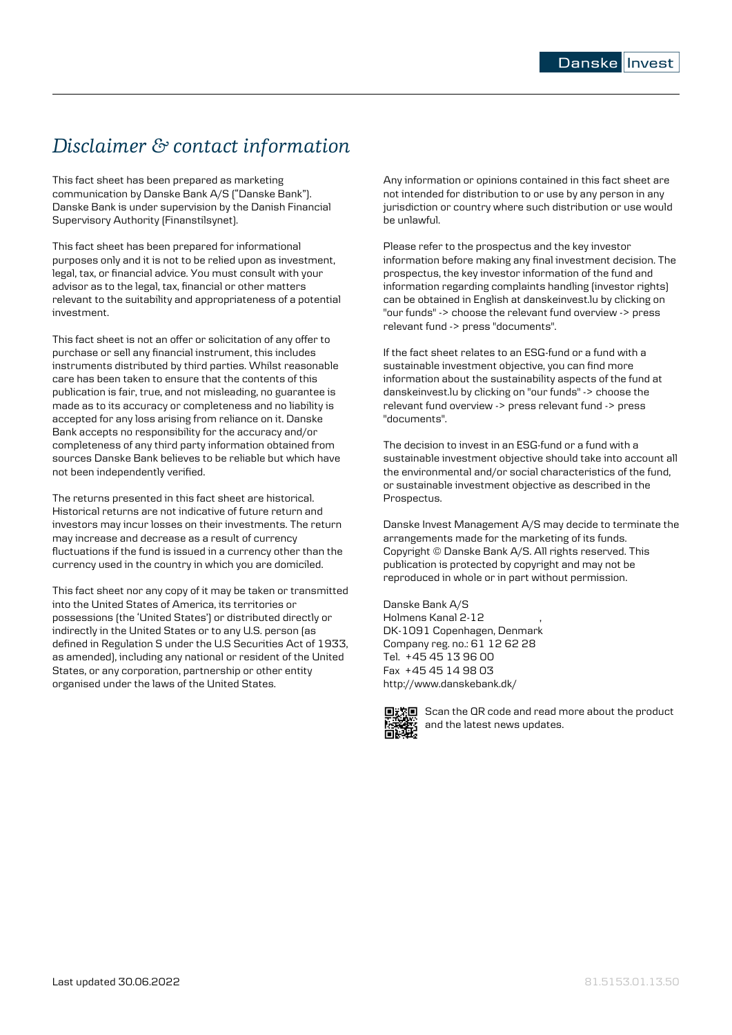# *Disclaimer & contact information*

This fact sheet has been prepared as marketing communication by Danske Bank A/S ("Danske Bank"). Danske Bank is under supervision by the Danish Financial Supervisory Authority (Finanstilsynet).

This fact sheet has been prepared for informational purposes only and it is not to be relied upon as investment, legal, tax, or financial advice. You must consult with your advisor as to the legal, tax, financial or other matters relevant to the suitability and appropriateness of a potential investment.

This fact sheet is not an offer or solicitation of any offer to purchase or sell any financial instrument, this includes instruments distributed by third parties. Whilst reasonable care has been taken to ensure that the contents of this publication is fair, true, and not misleading, no guarantee is made as to its accuracy or completeness and no liability is accepted for any loss arising from reliance on it. Danske Bank accepts no responsibility for the accuracy and/or completeness of any third party information obtained from sources Danske Bank believes to be reliable but which have not been independently verified.

The returns presented in this fact sheet are historical. Historical returns are not indicative of future return and investors may incur losses on their investments. The return may increase and decrease as a result of currency fluctuations if the fund is issued in a currency other than the currency used in the country in which you are domiciled.

This fact sheet nor any copy of it may be taken or transmitted into the United States of America, its territories or possessions (the 'United States') or distributed directly or indirectly in the United States or to any U.S. person (as defined in Regulation S under the U.S Securities Act of 1933, as amended), including any national or resident of the United States, or any corporation, partnership or other entity organised under the laws of the United States.

Any information or opinions contained in this fact sheet are not intended for distribution to or use by any person in any jurisdiction or country where such distribution or use would be unlawful.

Please refer to the prospectus and the key investor information before making any final investment decision. The prospectus, the key investor information of the fund and information regarding complaints handling (investor rights) can be obtained in English at danskeinvest.lu by clicking on "our funds" -> choose the relevant fund overview -> press relevant fund -> press "documents".

If the fact sheet relates to an ESG-fund or a fund with a sustainable investment objective, you can find more information about the sustainability aspects of the fund at danskeinvest.lu by clicking on "our funds" -> choose the relevant fund overview -> press relevant fund -> press "documents".

The decision to invest in an ESG-fund or a fund with a sustainable investment objective should take into account all the environmental and/or social characteristics of the fund, or sustainable investment objective as described in the Prospectus.

Danske Invest Management A/S may decide to terminate the arrangements made for the marketing of its funds. Copyright © Danske Bank A/S. All rights reserved. This publication is protected by copyright and may not be reproduced in whole or in part without permission.

Danske Bank A/S
Holmens Kanal 2-12
DK-1091 Copenhagen, Denmark
Company reg. no.: 61 12 62 28
Tel. +45 45 13 96 00
Fax +45 45 14 98 03
http://www.danskebank.dk/

Scan the QR code and read more about the product and the latest news updates.

Last updated 30.06.2022

81.5153.01.13.50